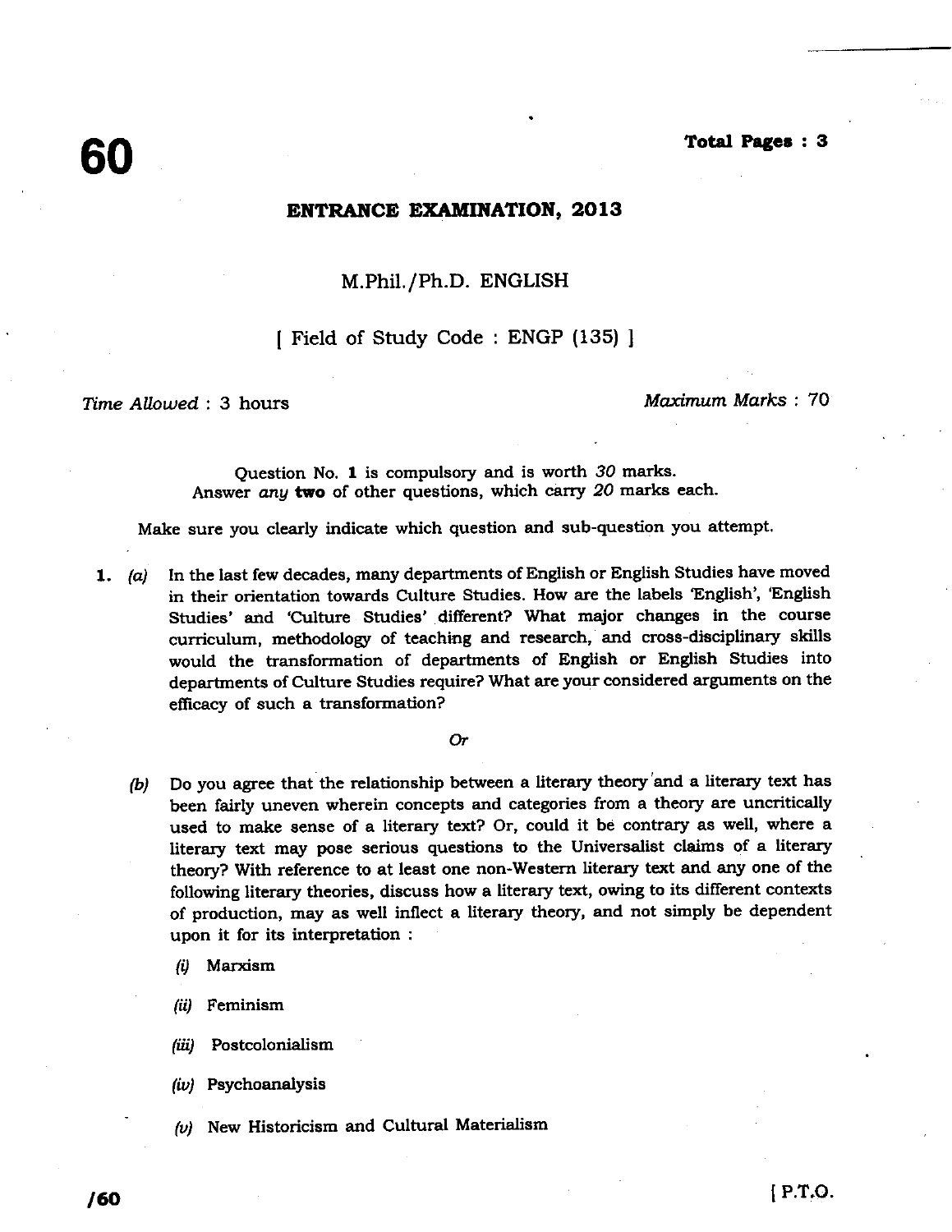# 60

**Total Pages : 3**

## ENTRANCE EXAMINATION, 2013

### M.Phil./Ph.D. ENGLISH

[ Field of Study Code : ENGP (135) ]

*Time Allowed* : 3 hours

*Maximum Marks* : 70

Question No. **1** is compulsory and is worth *30* marks.
Answer *any* **two** of other questions, which carry *20* marks each.

Make sure you clearly indicate which question and sub-question you attempt.

**1.** *(a)* In the last few decades, many departments of English or English Studies have moved in their orientation towards Culture Studies. How are the labels 'English', 'English Studies' and 'Culture Studies' different? What major changes in the course curriculum, methodology of teaching and research, and cross-disciplinary skills would the transformation of departments of English or English Studies into departments of Culture Studies require? What are your considered arguments on the efficacy of such a transformation?

*Or*

*(b)* Do you agree that the relationship between a literary theory and a literary text has been fairly uneven wherein concepts and categories from a theory are uncritically used to make sense of a literary text? Or, could it be contrary as well, where a literary text may pose serious questions to the Universalist claims of a literary theory? With reference to at least one non-Western literary text and any one of the following literary theories, discuss how a literary text, owing to its different contexts of production, may as well inflect a literary theory, and not simply be dependent upon it for its interpretation :

*(i)* Marxism

*(ii)* Feminism

*(iii)* Postcolonialism

*(iv)* Psychoanalysis

*(v)* New Historicism and Cultural Materialism

/60

[ P.T.O.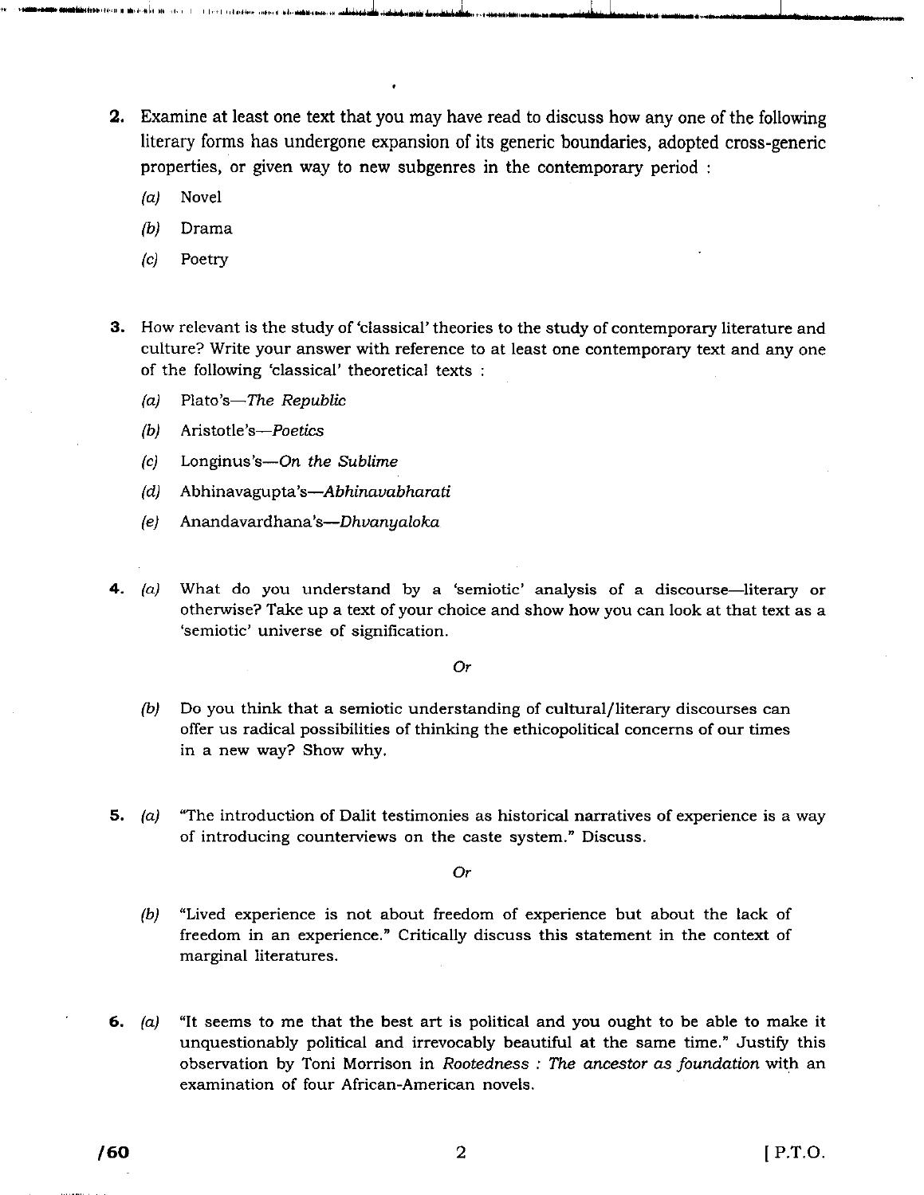2. Examine at least one text that you may have read to discuss how any one of the following literary forms has undergone expansion of its generic boundaries, adopted cross-generic properties, or given way to new subgenres in the contemporary period :

   *(a)* Novel

   *(b)* Drama

   *(c)* Poetry

3. How relevant is the study of 'classical' theories to the study of contemporary literature and culture? Write your answer with reference to at least one contemporary text and any one of the following 'classical' theoretical texts :

   *(a)* Plato's—*The Republic*

   *(b)* Aristotle's—*Poetics*

   *(c)* Longinus's—*On the Sublime*

   *(d)* Abhinavagupta's—*Abhinavabharati*

   *(e)* Anandavardhana's—*Dhvanyaloka*

4. *(a)* What do you understand by a 'semiotic' analysis of a discourse—literary or otherwise? Take up a text of your choice and show how you can look at that text as a 'semiotic' universe of signification.

   *Or*

   *(b)* Do you think that a semiotic understanding of cultural/literary discourses can offer us radical possibilities of thinking the ethicopolitical concerns of our times in a new way? Show why.

5. *(a)* "The introduction of Dalit testimonies as historical narratives of experience is a way of introducing counterviews on the caste system." Discuss.

   *Or*

   *(b)* "Lived experience is not about freedom of experience but about the lack of freedom in an experience." Critically discuss this statement in the context of marginal literatures.

6. *(a)* "It seems to me that the best art is political and you ought to be able to make it unquestionably political and irrevocably beautiful at the same time." Justify this observation by Toni Morrison in *Rootedness : The ancestor as foundation* with an examination of four African-American novels.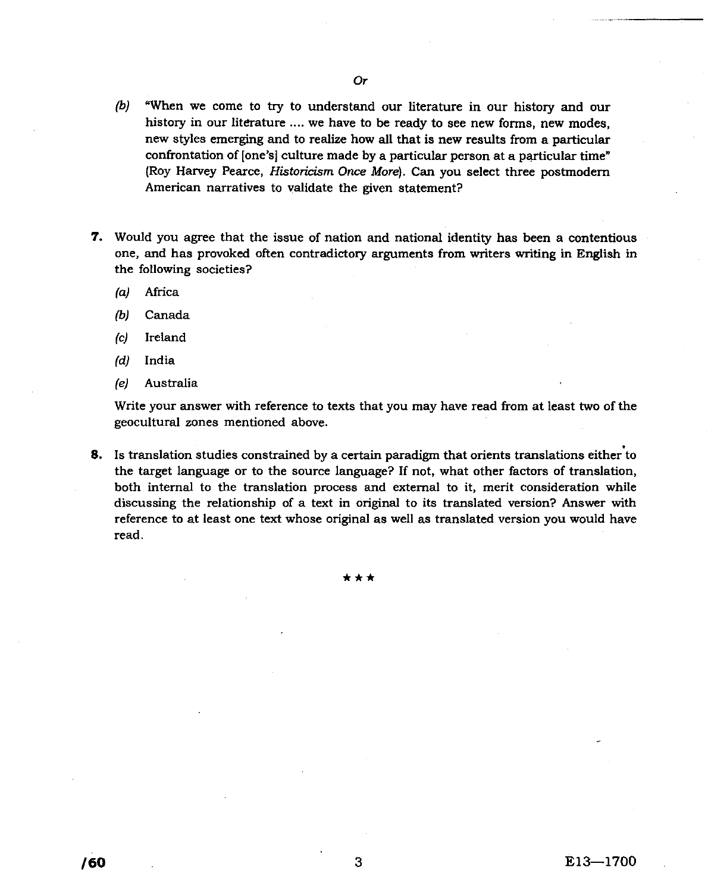*Or*

*(b)* "When we come to try to understand our literature in our history and our history in our literature .... we have to be ready to see new forms, new modes, new styles emerging and to realize how all that is new results from a particular confrontation of [one's] culture made by a particular person at a particular time" (Roy Harvey Pearce, *Historicism Once More*). Can you select three postmodern American narratives to validate the given statement?

**7.** Would you agree that the issue of nation and national identity has been a contentious one, and has provoked often contradictory arguments from writers writing in English in the following societies?

*(a)* Africa

*(b)* Canada

*(c)* Ireland

*(d)* India

*(e)* Australia

Write your answer with reference to texts that you may have read from at least two of the geocultural zones mentioned above.

**8.** Is translation studies constrained by a certain paradigm that orients translations either to the target language or to the source language? If not, what other factors of translation, both internal to the translation process and external to it, merit consideration while discussing the relationship of a text in original to its translated version? Answer with reference to at least one text whose original as well as translated version you would have read.

★★★

/60

E13—1700